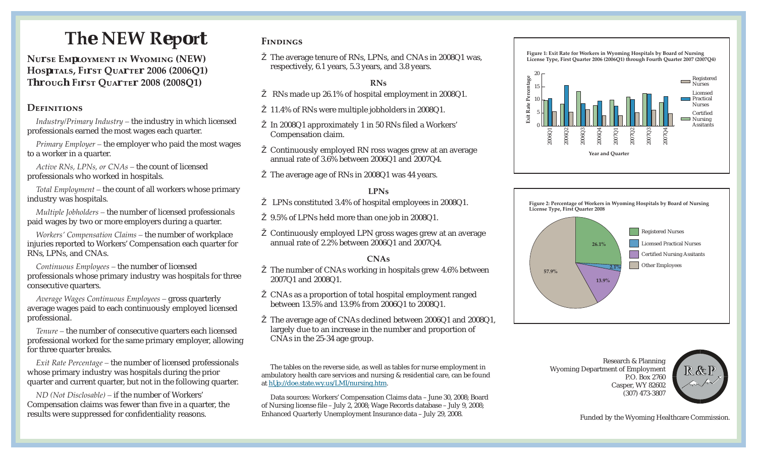# The NEW Report

## Nurse Employment in Wyoming (NEW) Hospitals, First Quarter 2006 (2006Q1) Through First Quarter 2008 (2008Q1)

## Definitions

*Industry/Primary Industry* – the industry in which licensed professionals earned the most wages each quarter.

*Primary Employer* – the employer who paid the most wages to a worker in a quarter.

*Active RNs, LPNs, or CNAs* – the count of licensed professionals who worked in hospitals.

*Total Employment* – the count of all workers whose primary industry was hospitals.

*Multiple Jobholders* – the number of licensed professionals paid wages by two or more employers during a quarter.

*Workers' Compensation Claims* – the number of workplace injuries reported to Workers' Compensation each quarter for RNs, LPNs, and CNAs.

*Continuous Employees* – the number of licensed professionals whose primary industry was hospitals for three consecutive quarters.

*Average Wages Continuous Employees* – gross quarterly average wages paid to each continuously employed licensed professional.

*Tenure* – the number of consecutive quarters each licensed professional worked for the same primary employer, allowing for three quarter breaks.

*Exit Rate Percentage* – the number of licensed professionals whose primary industry was hospitals during the prior quarter and current quarter, but not in the following quarter.

*ND (Not Disclosable)* – if the number of Workers' Compensation claims was fewer than five in a quarter, the results were suppressed for confidentiality reasons.

## Findings

- The average tenure of RNs, LPNs, and CNAs in 2008Q1 was, respectively, 6.1 years, 5.3 years, and 3.8 years.

### RNs

- RNs made up 26.1% of hospital employment in 2008Q1.
- 11.4% of RNs were multiple jobholders in 2008Q1.
- In 2008Q1 approximately 1 in 50 RNs filed a Workers' Compensation claim.
- Continuously employed RN ross wages grew at an average annual rate of 3.6% between 2006Q1 and 2007Q4.
- The average age of RNs in 2008Q1 was 44 years.

### LPNs

- LPNs constituted 3.4% of hospital employees in 2008Q1.
- 9.5% of LPNs held more than one job in 2008Q1.
- Continuously employed LPN gross wages grew at an average annual rate of 2.2% between 2006Q1 and 2007Q4.

### CNAs

- The number of CNAs working in hospitals grew 4.6% between 2007Q1 and 2008Q1.
- CNAs as a proportion of total hospital employment ranged between 13.5% and 13.9% from 2006Q1 to 2008Q1.
- The average age of CNAs declined between 2006Q1 and 2008Q1, largely due to an increase in the number and proportion of CNAs in the 25-34 age group.

The tables on the reverse side, as well as tables for nurse employment in ambulatory health care services and nursing & residential care, can be found at http://doe.state.wy.us/LMI/nursing.htm.

Data sources: Workers' Compensation Claims data – June 30, 2008; Board of Nursing license file – July 2, 2008; Wage Records database – July 9, 2008; Enhanced Quarterly Unemployment Insurance data – July 29, 2008.

**Figure 1: Exit Rate for Workers in Wyoming Hospitals by Board of Nursing License Type, First Quarter 2006 (2006Q1) through Fourth Quarter 2007 (2007Q4)**

Exit Rate Percentage
0
5
10
15
20
2006Q1
2006Q2
2006Q3
2006Q4
2007Q1
2007Q2
2007Q3
2007Q4
Year and Quarter
Registered Nurses
Licensed Practical Nurses
Certified Nursing Assitants

**Figure 2: Percentage of Workers in Wyoming Hospitals by Board of Nursing License Type, First Quarter 2008**

26.1%
2.1%
13.9%
57.9%
Registered Nurses
Licensed Practical Nurses
Certified Nursing Assitants
Other Employees

Research & Planning
Wyoming Department of Employment
P.O. Box 2760
Casper, WY 82602
(307) 473-3807

R&P

Funded by the Wyoming Healthcare Commission.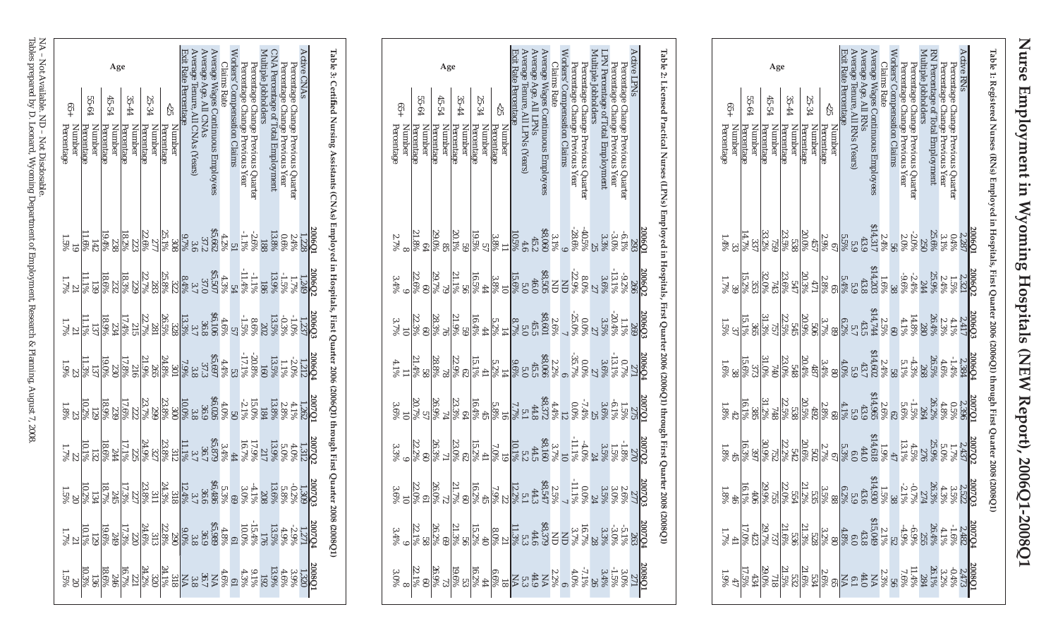# Nurse Employment in Wyoming Hospitals (NEW Report), 2006Q1-2008Q1

**Table 1: Registered Nurses (RNs) Employed in Hospitals, First Quarter 2006 (2006Q1) through First Quarter 2008 (2008Q1)**

| | | 2006Q1 | 2006Q2 | 2006Q3 | 2006Q4 | 2007Q1 | 2007Q2 | 2007Q3 | 2007Q4 | 2008Q1 |
|---|---|---|---|---|---|---|---|---|---|---|
| Active RNs | | 2,287 | 2,321 | 2,417 | 2,384 | 2,396 | 2,437 | 2,522 | 2,482 | 2,473 |
| Percentage Change Previous Quarter | | 0.4% | 1.5% | 4.1% | -1.4% | 0.5% | 1.7% | 3.5% | -1.6% | -0.4% |
| Percentage Change Previous Year | | 3.1% | 2.4% | 2.3% | 4.6% | 4.8% | 5.0% | 4.3% | 4.1% | 3.2% |
| RN Percentage of Total Employment | | 25.6% | 25.9% | 26.4% | 26.5% | 26.2% | 25.9% | 26.3% | 26.4% | 26.1% |
| Multiple Jobholders | | 250 | 244 | 280 | 268 | 264 | 276 | 274 | 255 | 284 |
| Percentage Change Previous Quarter | | -2.0% | -2.4% | 14.8% | -4.3% | -1.5% | 4.5% | -0.7% | -6.9% | 11.4% |
| Percentage Change Previous Year | | 2.0% | -9.6% | 4.1% | 5.1% | 5.6% | 13.1% | -2.1% | -4.9% | 7.6% |
| Workers' Compensation Claims | | 56 | 38 | 60 | 58 | 62 | 47 | 38 | 52 | 56 |
| Claims Rate | | 2.4% | 1.6% | 2.5% | 2.4% | 2.6% | 1.9% | 1.5% | 2.1% | 2.3% |
| Average Wages Continuous Employees | | $14,317 | $14,203 | $14,744 | $14,602 | $14,965 | $14,618 | $14,930 | $15,049 | NA |
| Average Age, All RNs | | 43.9 | 43.8 | 43.5 | 43.7 | 43.9 | 44.0 | 43.6 | 43.8 | 44.0 |
| Average Tenure, All RNs (Years) | | 5.9 | 5.9 | 5.7 | 5.9 | 5.9 | 6.0 | 5.9 | 6.0 | 6.1 |
| Exit Rate Percentage | | 5.5% | 5.4% | 6.2% | 4.0% | 4.1% | 5.3% | 6.2% | 4.8% | NA |
| Age <25 | Number | 67 | 65 | 89 | 80 | 68 | 67 | 88 | 80 | 65 |
| | Percentage | 2.9% | 2.8% | 3.7% | 3.4% | 2.8% | 2.7% | 3.5% | 3.2% | 2.6% |
| 25-34 | Number | 457 | 471 | 506 | 487 | 492 | 502 | 535 | 528 | 534 |
| | Percentage | 20.0% | 20.3% | 20.9% | 20.4% | 20.5% | 20.6% | 21.2% | 21.3% | 21.6% |
| 35-44 | Number | 538 | 547 | 545 | 548 | 538 | 542 | 554 | 536 | 532 |
| | Percentage | 23.5% | 23.6% | 22.5% | 23.0% | 22.5% | 22.2% | 22.0% | 21.6% | 21.5% |
| 45-54 | Number | 759 | 743 | 757 | 740 | 748 | 752 | 755 | 737 | 718 |
| | Percentage | 33.2% | 32.0% | 31.3% | 31.0% | 31.2% | 30.9% | 29.9% | 29.7% | 29.0% |
| 55-64 | Number | 337 | 353 | 365 | 373 | 385 | 397 | 406 | 423 | 434 |
| | Percentage | 14.7% | 15.2% | 15.1% | 15.6% | 16.1% | 16.3% | 16.1% | 17.0% | 17.5% |
| 65+ | Number | 33 | 39 | 37 | 38 | 42 | 45 | 46 | 41 | 47 |
| | Percentage | 1.4% | 1.7% | 1.5% | 1.6% | 1.8% | 1.8% | 1.8% | 1.7% | 1.9% |

**Table 2: Licensed Practical Nurses (LPNs) Employed in Hospitals, First Quarter 2006 (2006Q1) through First Quarter 2008 (2008Q1)**

| | | 2006Q1 | 2006Q2 | 2006Q3 | 2006Q4 | 2007Q1 | 2007Q2 | 2007Q3 | 2007Q4 | 2008Q1 |
|---|---|---|---|---|---|---|---|---|---|---|
| Active LPNs | | 283 | 266 | 269 | 271 | 275 | 270 | 277 | 263 | 271 |
| Percentage Change Previous Quarter | | -6.1% | -9.2% | 1.1% | 0.7% | 1.5% | -1.8% | 2.6% | -5.1% | 3.0% |
| Percentage Change Previous Year | | -3.0% | -13.1% | -20.4% | -13.1% | -6.1% | 1.5% | 3.0% | -3.0% | -1.5% |
| LPN Percentage of Total Employment | | 3.3% | 3.6% | 3.5% | 3.6% | 3.5% | 3.5% | 3.5% | 3.3% | 3.4% |
| Multiple Jobholders | | 25 | 27 | 27 | 27 | 25 | 24 | 24 | 28 | 26 |
| Percentage Change Previous Quarter | | -40.5% | 8.0% | 0.0% | 0.0% | -7.4% | -4.0% | 0.0% | 16.7% | -7.1% |
| Percentage Change Previous Year | | -28.6% | -22.9% | -25.0% | -35.7% | 0.0% | -11.1% | -11.1% | 3.7% | 4.0% |
| Workers' Compensation Claims | | 9 | ND | 7 | 6 | 12 | 10 | 7 | ND | 6 |
| Claims Rate | | 3.1% | ND | 2.6% | 2.2% | 4.4% | 3.7% | 2.5% | ND | 2.2% |
| Average Wages Continuous Employees | | $8,060 | $8,505 | $8,601 | $8,066 | $8,372 | $8,160 | $8,547 | $8,379 | NA |
| Average Age, All LPNs | | 45.2 | 46.0 | 45.5 | 45.5 | 44.8 | 44.5 | 44.3 | 44.6 | 44.9 |
| Average Tenure, All LPNs (Years) | | 4.6 | 5.0 | 5.0 | 5.0 | 5.1 | 5.2 | 5.1 | 5.3 | 5.3 |
| Exit Rate Percentage | | 10.5% | 15.6% | 8.7% | 9.6% | 7.7% | 10.1% | 12.2% | 11.3% | NA |
| Age <25 | Number | 11 | 10 | 14 | 14 | 16 | 19 | 22 | 21 | 18 |
| | Percentage | 3.8% | 3.8% | 5.2% | 5.2% | 5.8% | 7.0% | 7.9% | 8.0% | 6.6% |
| 25-34 | Number | 57 | 44 | 44 | 41 | 45 | 41 | 45 | 40 | 44 |
| | Percentage | 19.9% | 16.5% | 16.4% | 15.1% | 16.4% | 15.2% | 16.2% | 15.2% | 16.2% |
| 35-44 | Number | 59 | 56 | 59 | 62 | 64 | 62 | 60 | 56 | 53 |
| | Percentage | 20.1% | 21.1% | 21.9% | 22.9% | 23.3% | 23.0% | 21.7% | 21.3% | 19.6% |
| 45-54 | Number | 85 | 79 | 76 | 78 | 74 | 71 | 72 | 69 | 73 |
| | Percentage | 29.0% | 29.7% | 28.3% | 28.8% | 26.9% | 26.3% | 26.0% | 26.2% | 26.9% |
| 55-64 | Number | 64 | 60 | 60 | 58 | 57 | 60 | 61 | 58 | 60 |
| | Percentage | 21.8% | 22.6% | 22.3% | 21.4% | 20.7% | 22.2% | 22.0% | 22.1% | 22.1% |
| 65+ | Number | 8 | 9 | 10 | 11 | 10 | 9 | 10 | 9 | 8 |
| | Percentage | 2.7% | 3.4% | 3.7% | 4.1% | 3.6% | 3.3% | 3.6% | 3.4% | 3.0% |

**Table 3: Certified Nursing Assistants (CNAs) Employed in Hospitals, First Quarter 2006 (2006Q1) through First Quarter 2008 (2008Q1)**

| | | 2006Q1 | 2006Q2 | 2006Q3 | 2006Q4 | 2007Q1 | 2007Q2 | 2007Q3 | 2007Q4 | 2008Q1 |
|---|---|---|---|---|---|---|---|---|---|---|
| Active CNAs | | 1,228 | 1,249 | 1,237 | 1,212 | 1,262 | 1,312 | 1,309 | 1,271 | 1,320 |
| Percentage Change Previous Quarter | | 2.4% | 1.7% | -1.0% | -2.0% | 4.1% | 4.0% | -0.2% | -2.9% | 3.9% |
| Percentage Change Previous Year | | 0.6% | -1.5% | -0.3% | 1.1% | 2.8% | 5.0% | 5.8% | 4.9% | 4.6% |
| CNA Percentage of Total Employment | | 13.8% | 13.9% | 13.5% | 13.5% | 13.8% | 13.9% | 13.6% | 13.5% | 13.9% |
| Multiple Jobholders | | 188 | 186 | 202 | 160 | 184 | 217 | 208 | 176 | 192 |
| Percentage Change Previous Quarter | | -2.6% | -1.1% | 8.6% | -20.8% | 15.0% | 17.9% | -4.1% | -15.4% | 9.1% |
| Percentage Change Previous Year | | -1.1% | -11.4% | -1.5% | -17.1% | -2.1% | 16.7% | 3.0% | 10.0% | 4.3% |
| Workers' Compensation Claims | | 51 | 54 | 57 | 53 | 50 | 44 | 69 | 61 | 61 |
| Claims Rate | | 4.2% | 4.3% | 4.6% | 4.4% | 4.0% | 3.4% | 5.3% | 4.8% | 4.6% |
| Average Wages Continuous Employees | | $5,662 | $5,507 | $6,106 | $5,697 | $6,026 | $5,879 | $6,486 | $5,989 | NA |
| Average Age, All CNAs | | 37.2 | 37.0 | 36.8 | 37.3 | 36.9 | 36.7 | 36.6 | 36.9 | 36.7 |
| Average Tenure, All CNAs (Years) | | 3.6 | 3.7 | 3.7 | 3.8 | 3.8 | 3.7 | 3.7 | 3.8 | 3.8 |
| Exit Rate Percentage | | 9.7% | 8.4% | 13.3% | 7.9% | 10.0% | 11.1% | 12.4% | 9.0% | NA |
| Age <25 | Number | 308 | 322 | 328 | 301 | 300 | 312 | 318 | 290 | 318 |
| | Percentage | 25.1% | 25.8% | 26.5% | 24.8% | 23.8% | 23.8% | 24.3% | 22.8% | 24.1% |
| 25-34 | Number | 277 | 283 | 281 | 265 | 299 | 327 | 311 | 313 | 320 |
| | Percentage | 22.6% | 22.7% | 22.7% | 21.9% | 23.7% | 24.9% | 23.8% | 24.6% | 24.2% |
| 35-44 | Number | 223 | 229 | 215 | 216 | 222 | 225 | 227 | 220 | 221 |
| | Percentage | 18.2% | 18.3% | 17.4% | 17.8% | 17.6% | 17.1% | 17.3% | 17.3% | 16.7% |
| 45-54 | Number | 238 | 232 | 234 | 230 | 239 | 244 | 245 | 249 | 246 |
| | Percentage | 19.4% | 18.6% | 18.9% | 19.0% | 18.9% | 18.6% | 18.7% | 19.6% | 18.6% |
| 55-64 | Number | 142 | 139 | 137 | 137 | 129 | 132 | 134 | 129 | 136 |
| | Percentage | 11.6% | 11.1% | 11.1% | 11.3% | 10.2% | 10.1% | 10.2% | 10.1% | 10.3% |
| 65+ | Number | 19 | 21 | 21 | 23 | 23 | 22 | 20 | 21 | 20 |
| | Percentage | 1.5% | 1.7% | 1.7% | 1.9% | 1.8% | 1.7% | 1.5% | 1.7% | 1.5% |

NA - Not Available. ND - Not Disclosable.

Tables prepared by D. Leonard, Wyoming Department of Employment, Research & Planning, August 7, 2008.